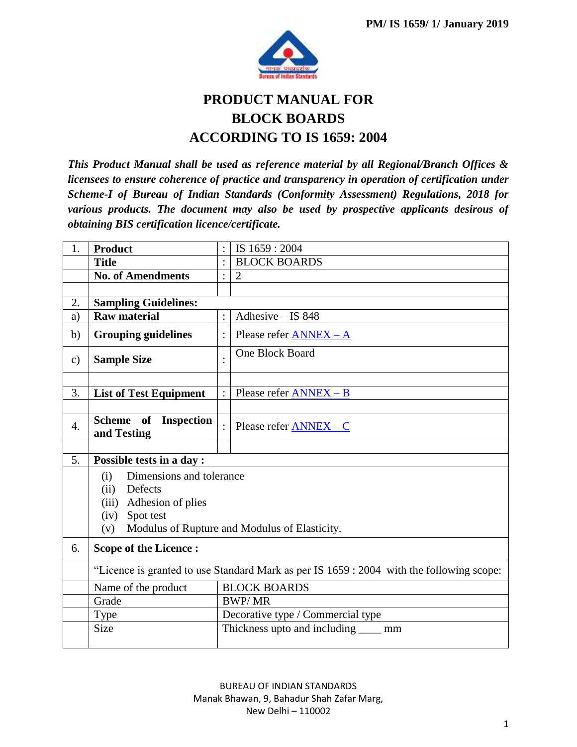PM/ IS 1659/ 1/ January 2019

# PRODUCT MANUAL FOR BLOCK BOARDS ACCORDING TO IS 1659: 2004

***This Product Manual shall be used as reference material by all Regional/Branch Offices & licensees to ensure coherence of practice and transparency in operation of certification under Scheme-I of Bureau of Indian Standards (Conformity Assessment) Regulations, 2018 for various products. The document may also be used by prospective applicants desirous of obtaining BIS certification licence/certificate.***

| | | | |
|---|---|---|---|
| 1. | **Product** | : | IS 1659 : 2004 |
| | **Title** | : | BLOCK BOARDS |
| | **No. of Amendments** | : | 2 |
| | | | |
| 2. | **Sampling Guidelines:** | | |
| a) | **Raw material** | : | Adhesive – IS 848 |
| b) | **Grouping guidelines** | : | Please refer ANNEX – A |
| c) | **Sample Size** | : | One Block Board |
| | | | |
| 3. | **List of Test Equipment** | : | Please refer ANNEX – B |
| | | | |
| 4. | **Scheme of Inspection and Testing** | : | Please refer ANNEX – C |
| | | | |
| 5. | **Possible tests in a day :** | | |
| | (i) Dimensions and tolerance<br>(ii) Defects<br>(iii) Adhesion of plies<br>(iv) Spot test<br>(v) Modulus of Rupture and Modulus of Elasticity. | | |
| 6. | **Scope of the Licence :** | | |
| | "Licence is granted to use Standard Mark as per IS 1659 : 2004 with the following scope: | | |
| | Name of the product | | BLOCK BOARDS |
| | Grade | | BWP/ MR |
| | Type | | Decorative type / Commercial type |
| | Size | | Thickness upto and including ____ mm |

BUREAU OF INDIAN STANDARDS
Manak Bhawan, 9, Bahadur Shah Zafar Marg,
New Delhi – 110002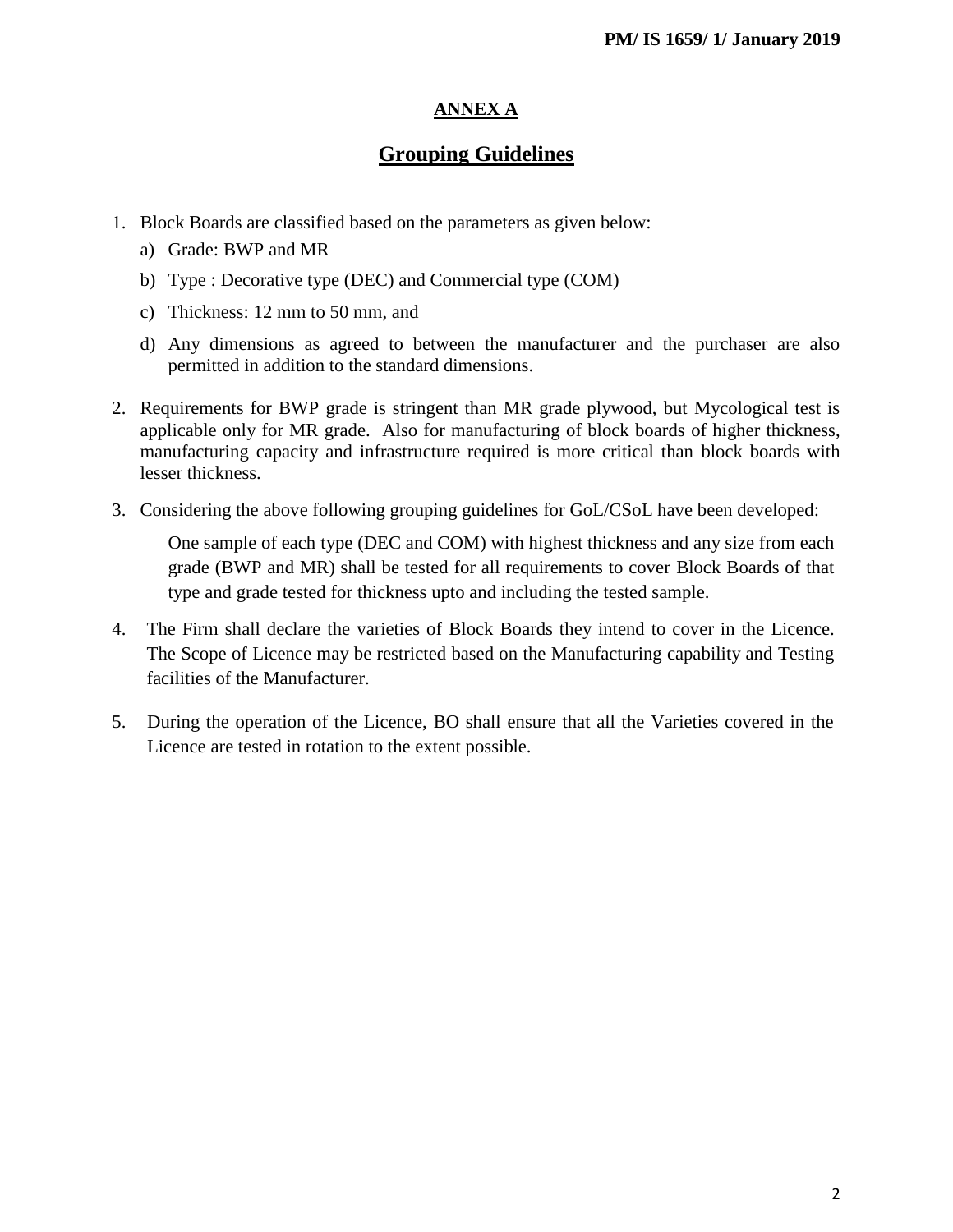## ANNEX A

# Grouping Guidelines

1. Block Boards are classified based on the parameters as given below:
   a) Grade: BWP and MR
   b) Type : Decorative type (DEC) and Commercial type (COM)
   c) Thickness: 12 mm to 50 mm, and
   d) Any dimensions as agreed to between the manufacturer and the purchaser are also permitted in addition to the standard dimensions.

2. Requirements for BWP grade is stringent than MR grade plywood, but Mycological test is applicable only for MR grade. Also for manufacturing of block boards of higher thickness, manufacturing capacity and infrastructure required is more critical than block boards with lesser thickness.

3. Considering the above following grouping guidelines for GoL/CSoL have been developed:

   One sample of each type (DEC and COM) with highest thickness and any size from each grade (BWP and MR) shall be tested for all requirements to cover Block Boards of that type and grade tested for thickness upto and including the tested sample.

4. The Firm shall declare the varieties of Block Boards they intend to cover in the Licence. The Scope of Licence may be restricted based on the Manufacturing capability and Testing facilities of the Manufacturer.

5. During the operation of the Licence, BO shall ensure that all the Varieties covered in the Licence are tested in rotation to the extent possible.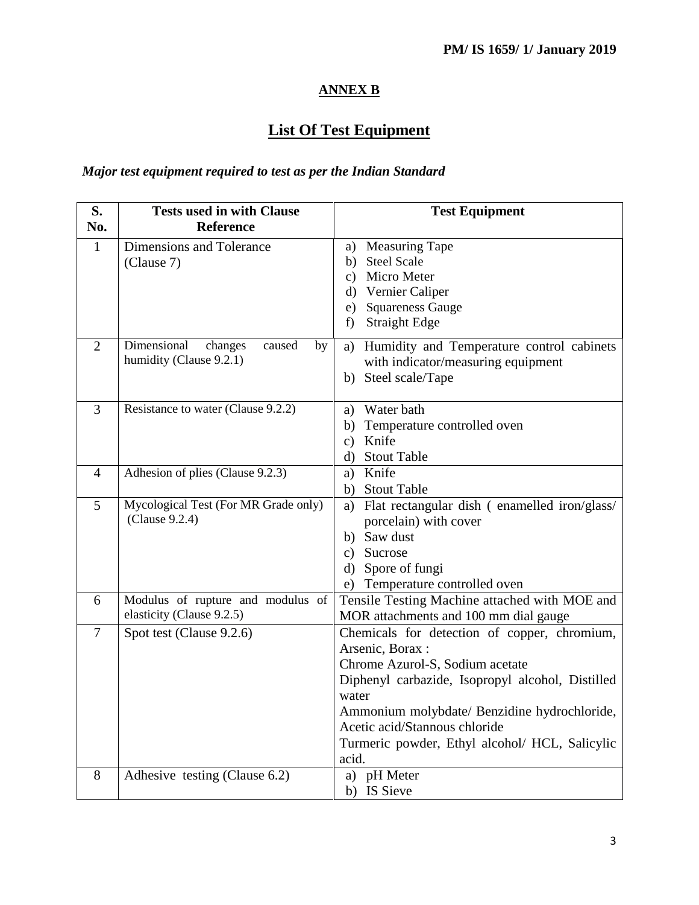## ANNEX B

# List Of Test Equipment

***Major test equipment required to test as per the Indian Standard***

| S. No. | Tests used in with Clause Reference | Test Equipment |
|---|---|---|
| 1 | Dimensions and Tolerance (Clause 7) | a) Measuring Tape<br>b) Steel Scale<br>c) Micro Meter<br>d) Vernier Caliper<br>e) Squareness Gauge<br>f) Straight Edge |
| 2 | Dimensional changes caused by humidity (Clause 9.2.1) | a) Humidity and Temperature control cabinets with indicator/measuring equipment<br>b) Steel scale/Tape |
| 3 | Resistance to water (Clause 9.2.2) | a) Water bath<br>b) Temperature controlled oven<br>c) Knife<br>d) Stout Table |
| 4 | Adhesion of plies (Clause 9.2.3) | a) Knife<br>b) Stout Table |
| 5 | Mycological Test (For MR Grade only) (Clause 9.2.4) | a) Flat rectangular dish ( enamelled iron/glass/ porcelain) with cover<br>b) Saw dust<br>c) Sucrose<br>d) Spore of fungi<br>e) Temperature controlled oven |
| 6 | Modulus of rupture and modulus of elasticity (Clause 9.2.5) | Tensile Testing Machine attached with MOE and MOR attachments and 100 mm dial gauge |
| 7 | Spot test (Clause 9.2.6) | Chemicals for detection of copper, chromium, Arsenic, Borax :<br>Chrome Azurol-S, Sodium acetate<br>Diphenyl carbazide, Isopropyl alcohol, Distilled water<br>Ammonium molybdate/ Benzidine hydrochloride, Acetic acid/Stannous chloride<br>Turmeric powder, Ethyl alcohol/ HCL, Salicylic acid. |
| 8 | Adhesive testing (Clause 6.2) | a) pH Meter<br>b) IS Sieve |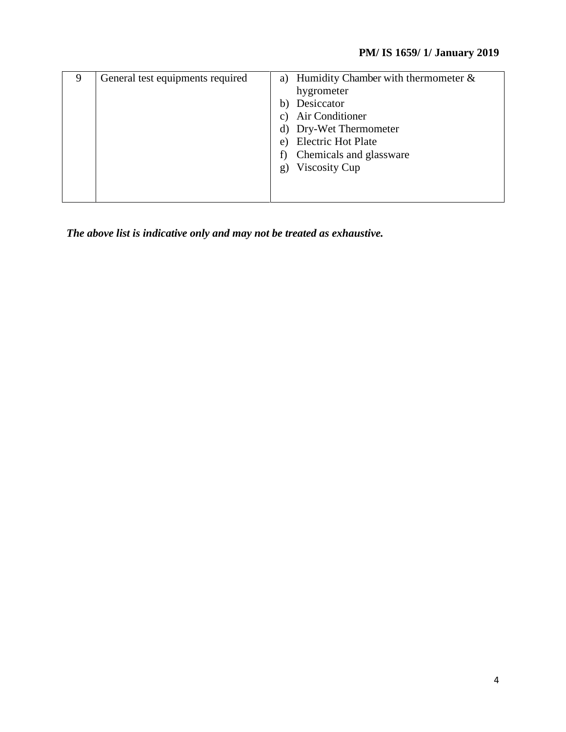| | | |
|---|---|---|
| 9 | General test equipments required | a) Humidity Chamber with thermometer & hygrometer<br>b) Desiccator<br>c) Air Conditioner<br>d) Dry-Wet Thermometer<br>e) Electric Hot Plate<br>f) Chemicals and glassware<br>g) Viscosity Cup |

***The above list is indicative only and may not be treated as exhaustive.***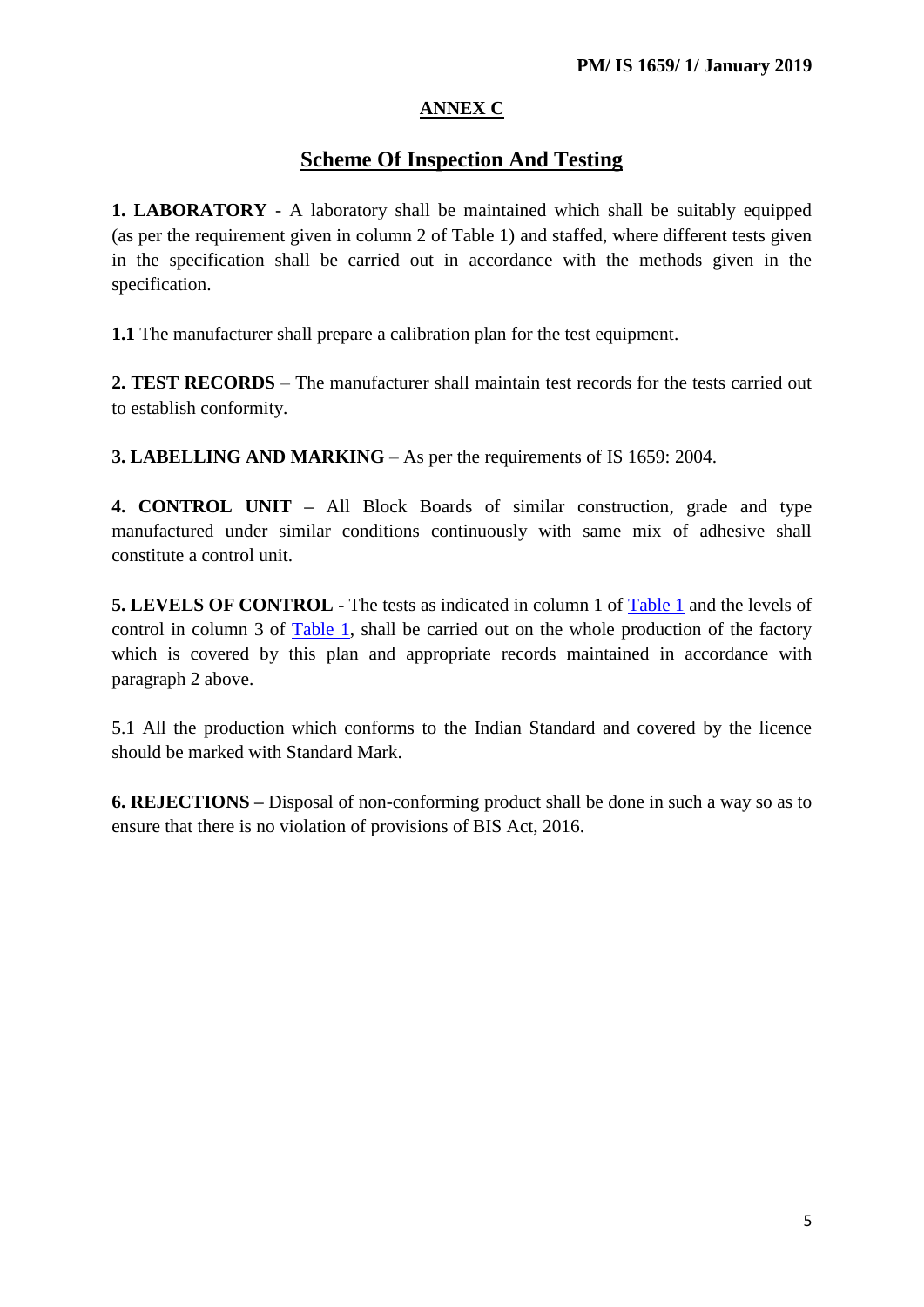## ANNEX C

## Scheme Of Inspection And Testing

**1. LABORATORY** - A laboratory shall be maintained which shall be suitably equipped (as per the requirement given in column 2 of Table 1) and staffed, where different tests given in the specification shall be carried out in accordance with the methods given in the specification.

**1.1** The manufacturer shall prepare a calibration plan for the test equipment.

**2. TEST RECORDS** – The manufacturer shall maintain test records for the tests carried out to establish conformity.

**3. LABELLING AND MARKING** – As per the requirements of IS 1659: 2004.

**4. CONTROL UNIT –** All Block Boards of similar construction, grade and type manufactured under similar conditions continuously with same mix of adhesive shall constitute a control unit.

**5. LEVELS OF CONTROL -** The tests as indicated in column 1 of Table 1 and the levels of control in column 3 of Table 1, shall be carried out on the whole production of the factory which is covered by this plan and appropriate records maintained in accordance with paragraph 2 above.

5.1 All the production which conforms to the Indian Standard and covered by the licence should be marked with Standard Mark.

**6. REJECTIONS –** Disposal of non-conforming product shall be done in such a way so as to ensure that there is no violation of provisions of BIS Act, 2016.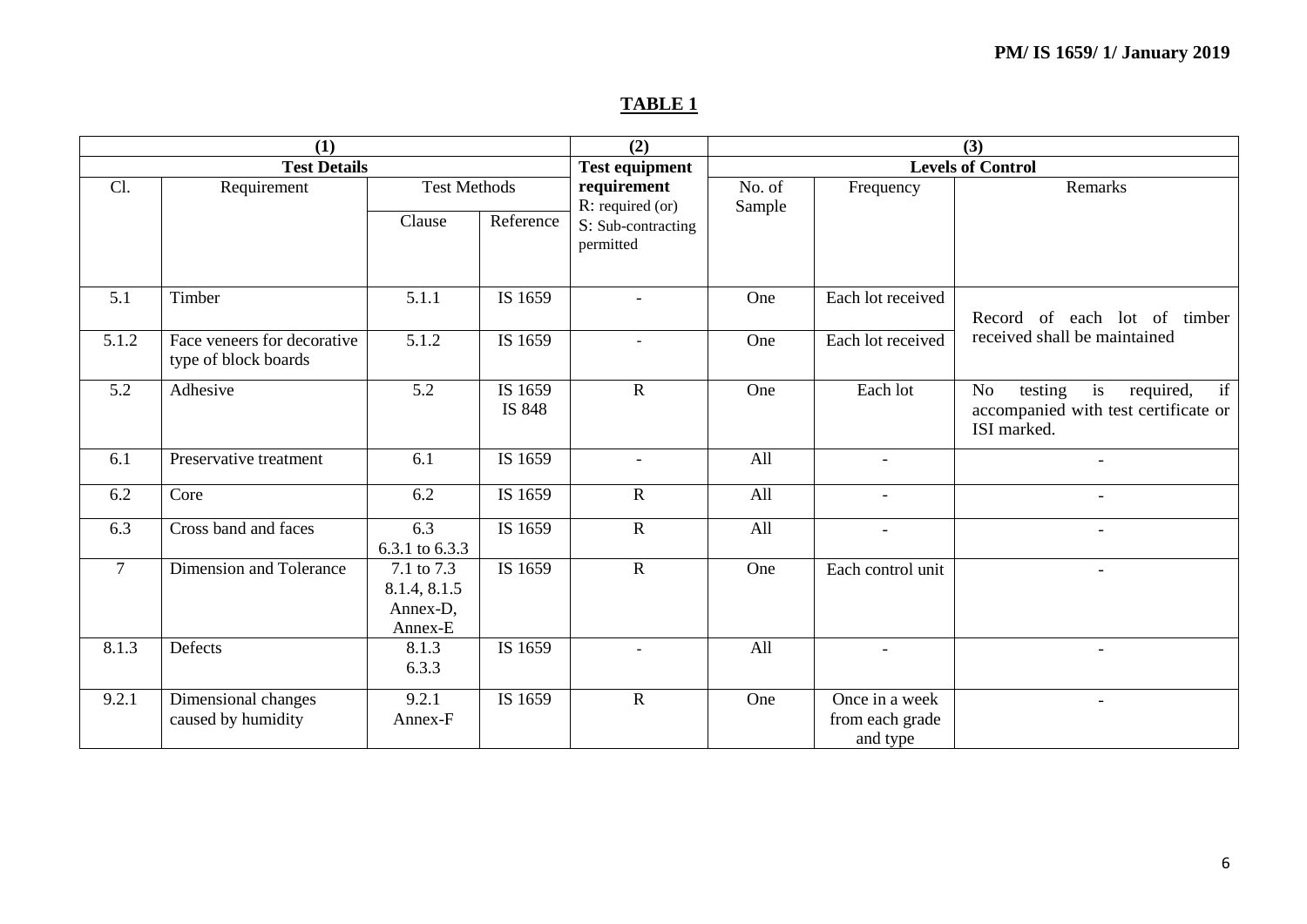## TABLE 1

| (1) | | | | (2) | (3) | | |
|---|---|---|---|---|---|---|---|
| **Test Details** | | | | **Test equipment requirement** R: required (or) S: Sub-contracting permitted | **Levels of Control** | | |
| Cl. | Requirement | Test Methods | | | No. of Sample | Frequency | Remarks |
| | | Clause | Reference | | | | |
| 5.1 | Timber | 5.1.1 | IS 1659 | - | One | Each lot received | Record of each lot of timber received shall be maintained |
| 5.1.2 | Face veneers for decorative type of block boards | 5.1.2 | IS 1659 | - | One | Each lot received | |
| 5.2 | Adhesive | 5.2 | IS 1659 IS 848 | R | One | Each lot | No testing is required, if accompanied with test certificate or ISI marked. |
| 6.1 | Preservative treatment | 6.1 | IS 1659 | - | All | - | - |
| 6.2 | Core | 6.2 | IS 1659 | R | All | - | - |
| 6.3 | Cross band and faces | 6.3 6.3.1 to 6.3.3 | IS 1659 | R | All | - | - |
| 7 | Dimension and Tolerance | 7.1 to 7.3 8.1.4, 8.1.5 Annex-D, Annex-E | IS 1659 | R | One | Each control unit | - |
| 8.1.3 | Defects | 8.1.3 6.3.3 | IS 1659 | - | All | - | - |
| 9.2.1 | Dimensional changes caused by humidity | 9.2.1 Annex-F | IS 1659 | R | One | Once in a week from each grade and type | - |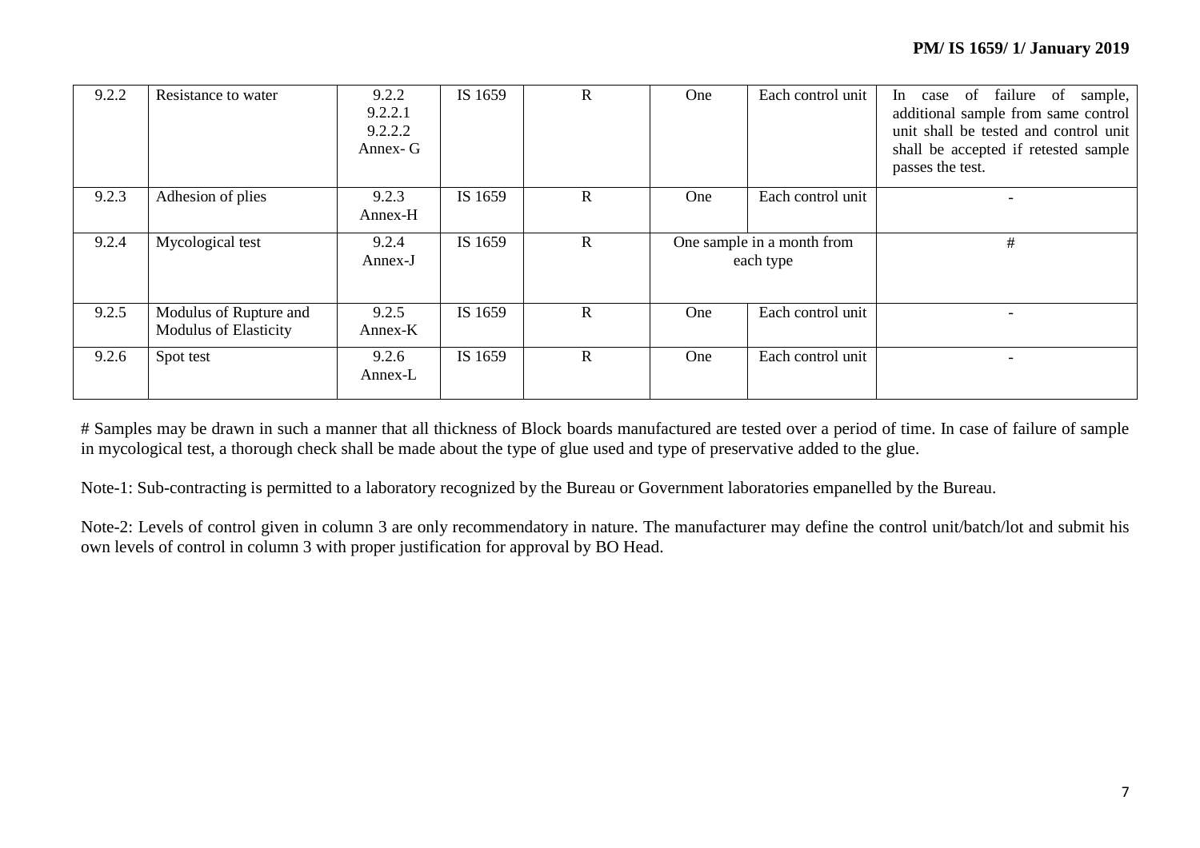| | | | | | | | |
|---|---|---|---|---|---|---|---|
| 9.2.2 | Resistance to water | 9.2.2<br>9.2.2.1<br>9.2.2.2<br>Annex- G | IS 1659 | R | One | Each control unit | In case of failure of sample, additional sample from same control unit shall be tested and control unit shall be accepted if retested sample passes the test. |
| 9.2.3 | Adhesion of plies | 9.2.3<br>Annex-H | IS 1659 | R | One | Each control unit | - |
| 9.2.4 | Mycological test | 9.2.4<br>Annex-J | IS 1659 | R | One sample in a month from each type | | # |
| 9.2.5 | Modulus of Rupture and Modulus of Elasticity | 9.2.5<br>Annex-K | IS 1659 | R | One | Each control unit | - |
| 9.2.6 | Spot test | 9.2.6<br>Annex-L | IS 1659 | R | One | Each control unit | - |

# Samples may be drawn in such a manner that all thickness of Block boards manufactured are tested over a period of time. In case of failure of sample in mycological test, a thorough check shall be made about the type of glue used and type of preservative added to the glue.

Note-1: Sub-contracting is permitted to a laboratory recognized by the Bureau or Government laboratories empanelled by the Bureau.

Note-2: Levels of control given in column 3 are only recommendatory in nature. The manufacturer may define the control unit/batch/lot and submit his own levels of control in column 3 with proper justification for approval by BO Head.